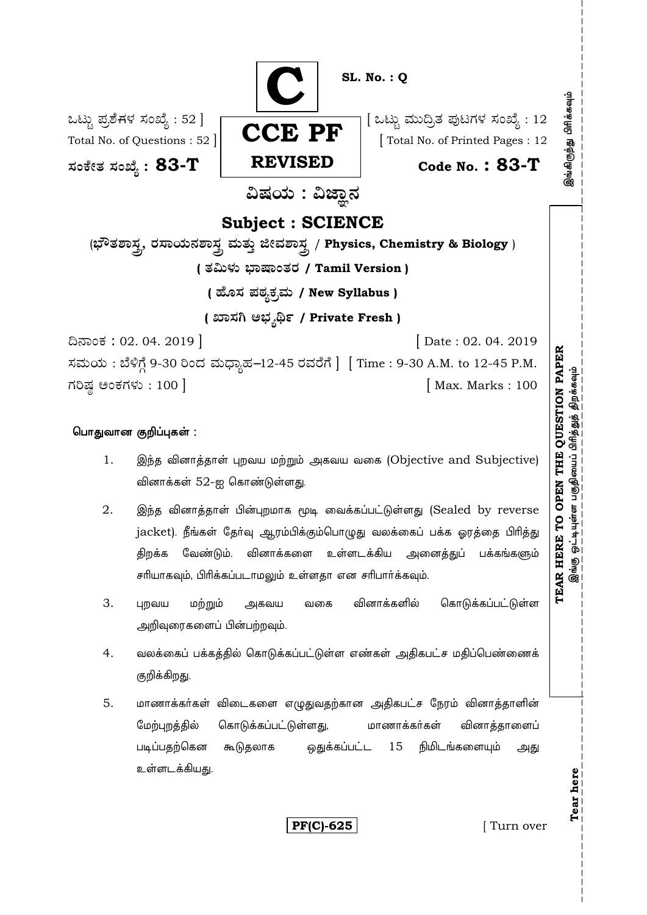**C**

**SL. No. : Q**

ಒಟ್ಟು ಪ್ರಶ್ನೆಗಳ ಸಂಖ್ಯೆ : 52 ]
Total No. of Questions : 52 ]

**CCE PF**
**REVISED**

[ ಒಟ್ಟು ಮುದ್ರಿತ ಪುಟಗಳ ಸಂಖ್ಯೆ : 12
[ Total No. of Printed Pages : 12

ಸಂಕೇತ ಸಂಖ್ಯೆ : **83-T**

**Code No. : 83-T**

## ವಿಷಯ : ವಿಜ್ಞಾನ

## Subject : SCIENCE

(ಭೌತಶಾಸ್ತ್ರ, ರಸಾಯನಶಾಸ್ತ್ರ ಮತ್ತು ಜೀವಶಾಸ್ತ್ರ / **Physics, Chemistry & Biology** )

**( ತಮಿಳು ಭಾಷಾಂತರ / Tamil Version )**

**( ಹೊಸ ಪಠ್ಯಕ್ರಮ / New Syllabus )**

**( ಖಾಸಗಿ ಅಭ್ಯರ್ಥಿ / Private Fresh )**

ದಿನಾಂಕ : 02. 04. 2019 ] [ Date : 02. 04. 2019

ಸಮಯ : ಬೆಳಿಗ್ಗೆ 9-30 ರಿಂದ ಮಧ್ಯಾಹ್ನ-12-45 ರವರೆಗೆ ] [ Time : 9-30 A.M. to 12-45 P.M.

ಗರಿಷ್ಠ ಅಂಕಗಳು : 100 ] [ Max. Marks : 100

**பொதுவான குறிப்புகள் :**

1. இந்த வினாத்தாள் புறவய மற்றும் அகவய வகை (Objective and Subjective) வினாக்கள் 52-ஐ கொண்டுள்ளது.

2. இந்த வினாத்தாள் பின்புறமாக மூடி வைக்கப்பட்டுள்ளது (Sealed by reverse jacket). நீங்கள் தேர்வு ஆரம்பிக்கும்பொழுது வலக்கைப் பக்க ஓரத்தை பிரித்து திறக்க வேண்டும். வினாக்களை உள்ளடக்கிய அனைத்துப் பக்கங்களும் சரியாகவும், பிரிக்கப்படாமலும் உள்ளதா என சரிபார்க்கவும்.

3. புறவய மற்றும் அகவய வகை வினாக்களில் கொடுக்கப்பட்டுள்ள அறிவுரைகளைப் பின்பற்றவும்.

4. வலக்கைப் பக்கத்தில் கொடுக்கப்பட்டுள்ள எண்கள் அதிகபட்ச மதிப்பெண்ணைக் குறிக்கிறது.

5. மாணாக்கர்கள் விடைகளை எழுதுவதற்கான அதிகபட்ச நேரம் வினாத்தாளின் மேற்புறத்தில் கொடுக்கப்பட்டுள்ளது, மாணாக்கர்கள் வினாத்தாளைப் படிப்பதற்கென கூடுதலாக ஒதுக்கப்பட்ட 15 நிமிடங்களையும் அது உள்ளடக்கியது.

**PF(C)-625**

[ Turn over

இங்கிருந்து பிரிக்கவும்

**TEAR HERE TO OPEN THE QUESTION PAPER**
இங்கு ஓட்டியுள்ள பகுதியைப் பிரித்துத் திறக்கவும்

**Tear here**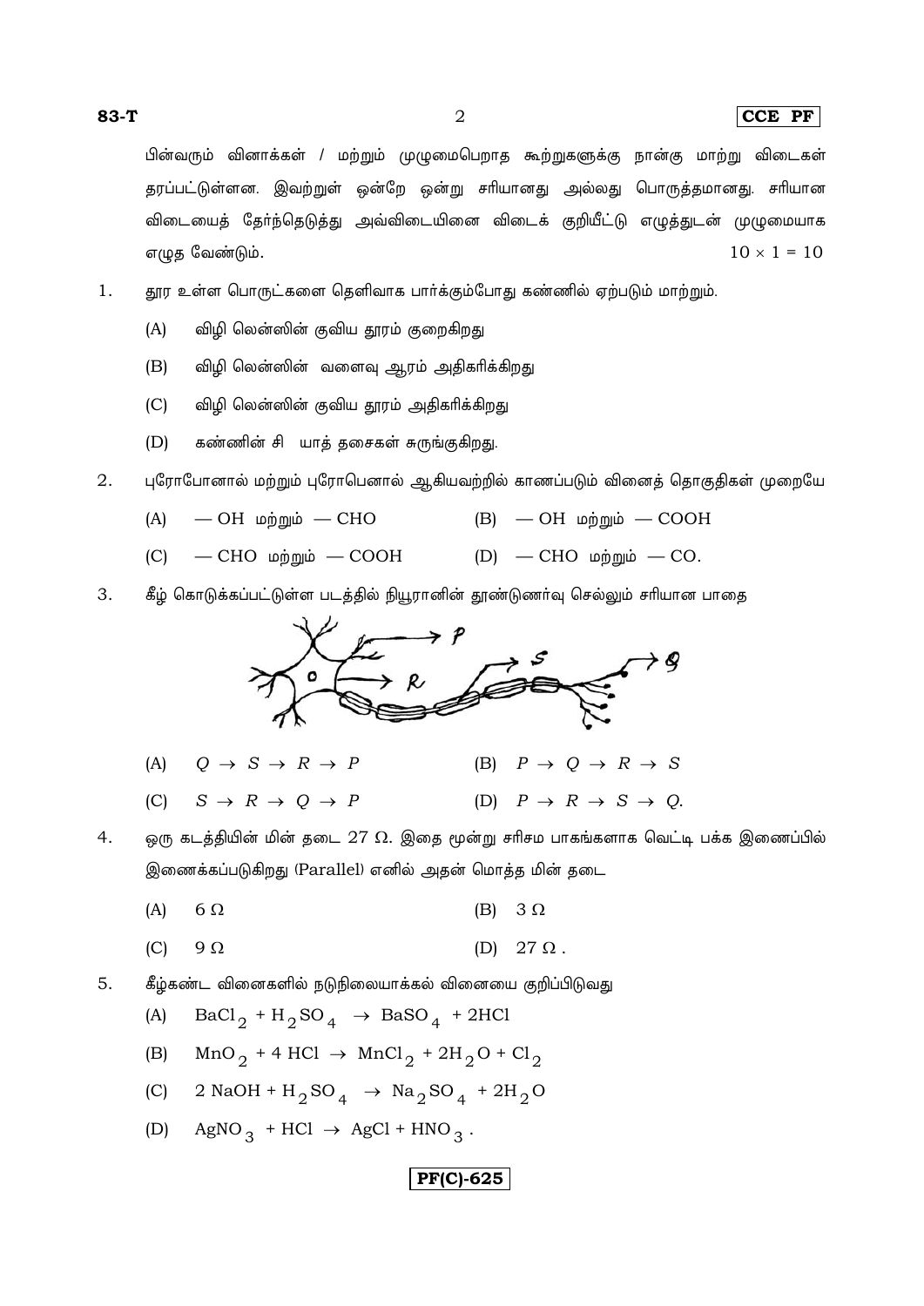பின்வரும் வினாக்கள் / மற்றும் முழுமைபெறாத கூற்றுகளுக்கு நான்கு மாற்று விடைகள் தரப்பட்டுள்ளன. இவற்றுள் ஒன்றே ஒன்று சரியானது அல்லது பொருத்தமானது. சரியான விடையைத் தேர்ந்தெடுத்து அவ்விடையினை விடைக் குறியீட்டு எழுத்துடன் முழுமையாக எழுத வேண்டும். $10 \times 1 = 10$

1. தூர உள்ள பொருட்களை தெளிவாக பார்க்கும்போது கண்ணில் ஏற்படும் மாற்றும்.

   (A) விழி லென்ஸின் குவிய தூரம் குறைகிறது

   (B) விழி லென்ஸின் வளைவு ஆரம் அதிகரிக்கிறது

   (C) விழி லென்ஸின் குவிய தூரம் அதிகரிக்கிறது

   (D) கண்ணின் சி யாத் தசைகள் சுருங்குகிறது.

2. புரோபோனால் மற்றும் புரோபெனால் ஆகியவற்றில் காணப்படும் வினைத் தொகுதிகள் முறையே

   (A) — OH மற்றும் — CHO

   (B) — OH மற்றும் — COOH

   (C) — CHO மற்றும் — COOH

   (D) — CHO மற்றும் — CO.

3. கீழ் கொடுக்கப்பட்டுள்ள படத்தில் நியூரானின் தூண்டுணர்வு செல்லும் சரியான பாதை

   (A) $Q \rightarrow S \rightarrow R \rightarrow P$

   (B) $P \rightarrow Q \rightarrow R \rightarrow S$

   (C) $S \rightarrow R \rightarrow Q \rightarrow P$

   (D) $P \rightarrow R \rightarrow S \rightarrow Q$.

4. ஒரு கடத்தியின் மின் தடை $27\ \Omega$. இதை மூன்று சரிசம பாகங்களாக வெட்டி பக்க இணைப்பில் இணைக்கப்படுகிறது (Parallel) எனில் அதன் மொத்த மின் தடை

   (A) $6\ \Omega$

   (B) $3\ \Omega$

   (C) $9\ \Omega$

   (D) $27\ \Omega$.

5. கீழ்கண்ட வினைகளில் நடுநிலையாக்கல் வினையை குறிப்பிடுவது

   (A) $BaCl_2 + H_2SO_4 \rightarrow BaSO_4 + 2HCl$

   (B) $MnO_2 + 4\ HCl \rightarrow MnCl_2 + 2H_2O + Cl_2$

   (C) $2\ NaOH + H_2SO_4 \rightarrow Na_2SO_4 + 2H_2O$

   (D) $AgNO_3 + HCl \rightarrow AgCl + HNO_3$.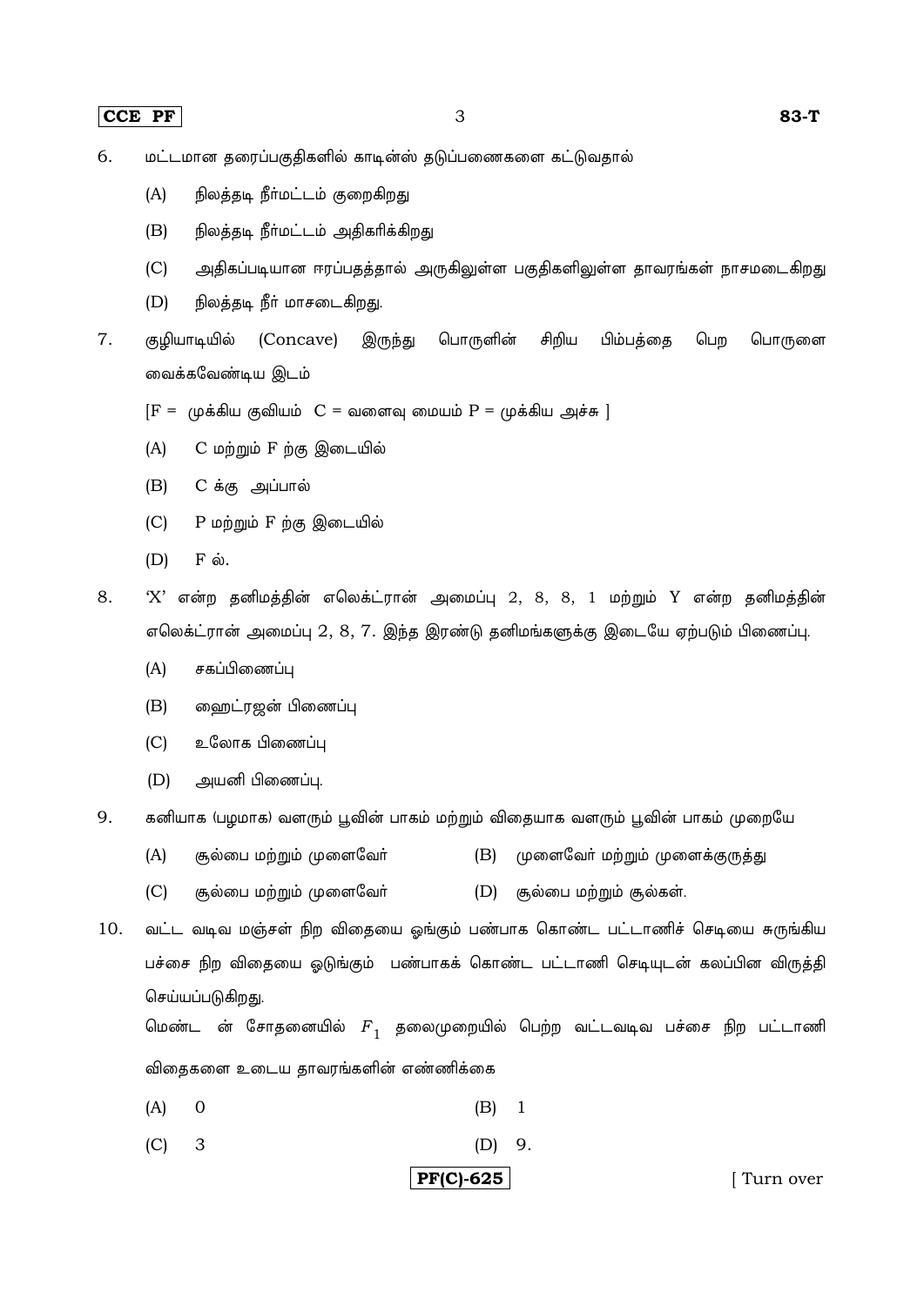6. மட்டமான தரைப்பகுதிகளில் காடின்ஸ் தடுப்பணைகளை கட்டுவதால்

   (A) நிலத்தடி நீர்மட்டம் குறைகிறது

   (B) நிலத்தடி நீர்மட்டம் அதிகரிக்கிறது

   (C) அதிகப்படியான ஈரப்பதத்தால் அருகிலுள்ள பகுதிகளிலுள்ள தாவரங்கள் நாசமடைகிறது

   (D) நிலத்தடி நீர் மாசடைகிறது.

7. குழியாடியில் (Concave) இருந்து பொருளின் சிறிய பிம்பத்தை பெற பொருளை வைக்கவேண்டிய இடம்

   [F = முக்கிய குவியம் C = வளைவு மையம் P = முக்கிய அச்சு ]

   (A) C மற்றும் F ற்கு இடையில்

   (B) C க்கு அப்பால்

   (C) P மற்றும் F ற்கு இடையில்

   (D) F ல்.

8. 'X' என்ற தனிமத்தின் எலெக்ட்ரான் அமைப்பு 2, 8, 8, 1 மற்றும் Y என்ற தனிமத்தின் எலெக்ட்ரான் அமைப்பு 2, 8, 7. இந்த இரண்டு தனிமங்களுக்கு இடையே ஏற்படும் பிணைப்பு.

   (A) சகப்பிணைப்பு

   (B) ஹைட்ரஜன் பிணைப்பு

   (C) உலோக பிணைப்பு

   (D) அயனி பிணைப்பு.

9. கனியாக (பழமாக) வளரும் பூவின் பாகம் மற்றும் விதையாக வளரும் பூவின் பாகம் முறையே

   (A) சூல்பை மற்றும் முளைவேர் (B) முளைவேர் மற்றும் முளைக்குருத்து

   (C) சூல்பை மற்றும் முளைவேர் (D) சூல்பை மற்றும் சூல்கள்.

10. வட்ட வடிவ மஞ்சள் நிற விதையை ஓங்கும் பண்பாக கொண்ட பட்டாணிச் செடியை சுருங்கிய பச்சை நிற விதையை ஒடுங்கும் பண்பாகக் கொண்ட பட்டாணி செடியுடன் கலப்பின விருத்தி செய்யப்படுகிறது.

    மெண்ட ன் சோதனையில் $F_1$ தலைமுறையில் பெற்ற வட்டவடிவ பச்சை நிற பட்டாணி விதைகளை உடைய தாவரங்களின் எண்ணிக்கை

    (A) 0 (B) 1

    (C) 3 (D) 9.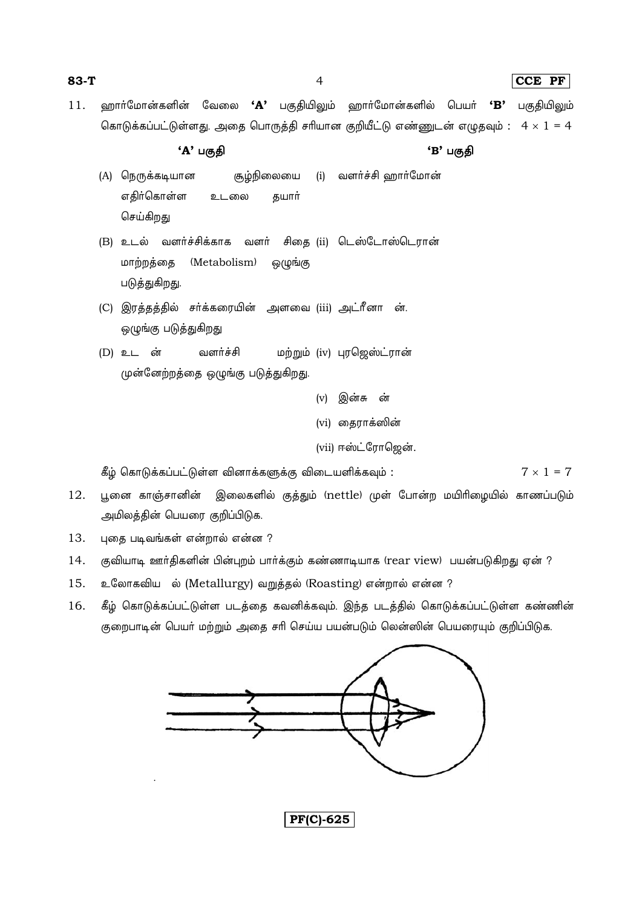11. ஹார்மோன்களின் வேலை **'A'** பகுதியிலும் ஹார்மோன்களில் பெயர் **'B'** பகுதியிலும் கொடுக்கப்பட்டுள்ளது. அதை பொருத்தி சரியான குறியீட்டு எண்ணுடன் எழுதவும் : $4 \times 1 = 4$

| 'A' பகுதி | 'B' பகுதி |
|---|---|
| (A) நெருக்கடியான சூழ்நிலையை எதிர்கொள்ள உடலை தயார் செய்கிறது | (i) வளர்ச்சி ஹார்மோன் |
| (B) உடல் வளர்ச்சிக்காக வளர் சிதை மாற்றத்தை (Metabolism) ஒழுங்கு படுத்துகிறது. | (ii) டெஸ்டோஸ்டெரான் |
| (C) இரத்தத்தில் சர்க்கரையின் அளவை ஒழுங்கு படுத்துகிறது | (iii) அட்ரீனா ன். |
| (D) உட ன் வளர்ச்சி மற்றும் முன்னேற்றத்தை ஒழுங்கு படுத்துகிறது. | (iv) புரஜெஸ்ட்ரான் |
| | (v) இன்சு ன் |
| | (vi) தைராக்ஸின் |
| | (vii) ஈஸ்ட்ரோஜென். |

கீழ் கொடுக்கப்பட்டுள்ள வினாக்களுக்கு விடையளிக்கவும் : $7 \times 1 = 7$

12. பூனை காஞ்சானின் இலைகளில் குத்தும் (nettle) முள் போன்ற மயிரிழையில் காணப்படும் அமிலத்தின் பெயரை குறிப்பிடுக.

13. புதை படிவங்கள் என்றால் என்ன ?

14. குவியாடி ஊர்திகளின் பின்புறம் பார்க்கும் கண்ணாடியாக (rear view) பயன்படுகிறது ஏன் ?

15. உலோகவிய ல் (Metallurgy) வறுத்தல் (Roasting) என்றால் என்ன ?

16. கீழ் கொடுக்கப்பட்டுள்ள படத்தை கவனிக்கவும். இந்த படத்தில் கொடுக்கப்பட்டுள்ள கண்ணின் குறைபாடின் பெயர் மற்றும் அதை சரி செய்ய பயன்படும் லென்ஸின் பெயரையும் குறிப்பிடுக.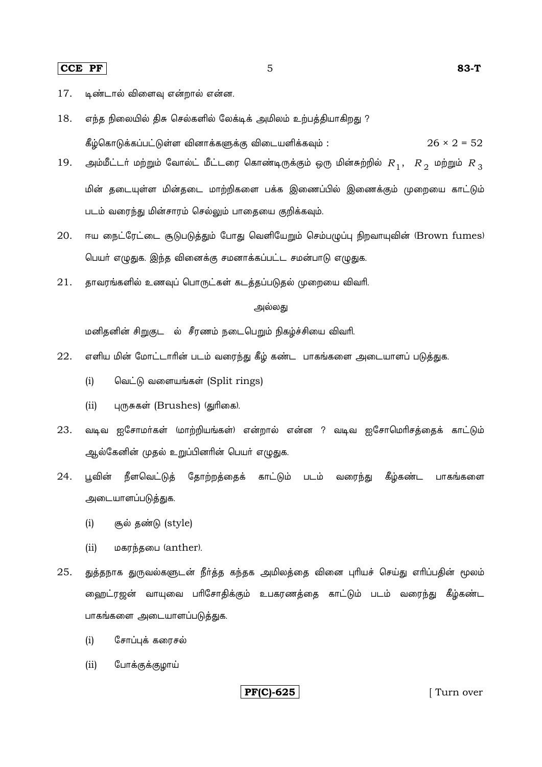17. டிண்டால் விளைவு என்றால் என்ன.

18. எந்த நிலையில் திசு செல்களில் லேக்டிக் அமிலம் உற்பத்தியாகிறது ?

கீழ்கொடுக்கப்பட்டுள்ள வினாக்களுக்கு விடையளிக்கவும் : $26 \times 2 = 52$

19. அம்மீட்டர் மற்றும் வோல்ட் மீட்டரை கொண்டிருக்கும் ஒரு மின்சுற்றில் $R_1$, $R_2$ மற்றும் $R_3$ மின் தடையுள்ள மின்தடை மாற்றிகளை பக்க இணைப்பில் இணைக்கும் முறையை காட்டும் படம் வரைந்து மின்சாரம் செல்லும் பாதையை குறிக்கவும்.

20. ஈய நைட்ரேட்டை சூடுபடுத்தும் போது வெளியேறும் செம்பழுப்பு நிறவாயுவின் (Brown fumes) பெயர் எழுதுக. இந்த வினைக்கு சமனாக்கப்பட்ட சமன்பாடு எழுதுக.

21. தாவரங்களில் உணவுப் பொருட்கள் கடத்தப்படுதல் முறையை விவரி.

அல்லது

மனிதனின் சிறுகுடல் சீரணம் நடைபெறும் நிகழ்ச்சியை விவரி.

22. எளிய மின் மோட்டாரின் படம் வரைந்து கீழ் கண்ட பாகங்களை அடையாளப் படுத்துக.

    (i) வெட்டு வளையங்கள் (Split rings)

    (ii) புருசுகள் (Brushes) (துரிகை).

23. வடிவ ஐசோமர்கள் (மாற்றியங்கள்) என்றால் என்ன ? வடிவ ஐசோமெரிசத்தைக் காட்டும் ஆல்கேனின் முதல் உறுப்பினரின் பெயர் எழுதுக.

24. பூவின் நீளவெட்டுத் தோற்றத்தைக் காட்டும் படம் வரைந்து கீழ்கண்ட பாகங்களை அடையாளப்படுத்துக.

    (i) சூல் தண்டு (style)

    (ii) மகரந்தபை (anther).

25. துத்தநாக துருவல்களுடன் நீர்த்த கந்தக அமிலத்தை வினை புரியச் செய்து எரிப்பதின் மூலம் ஹைட்ரஜன் வாயுவை பரிசோதிக்கும் உபகரணத்தை காட்டும் படம் வரைந்து கீழ்கண்ட பாகங்களை அடையாளப்படுத்துக.

    (i) சோப்புக் கரைசல்

    (ii) போக்குக்குழாய்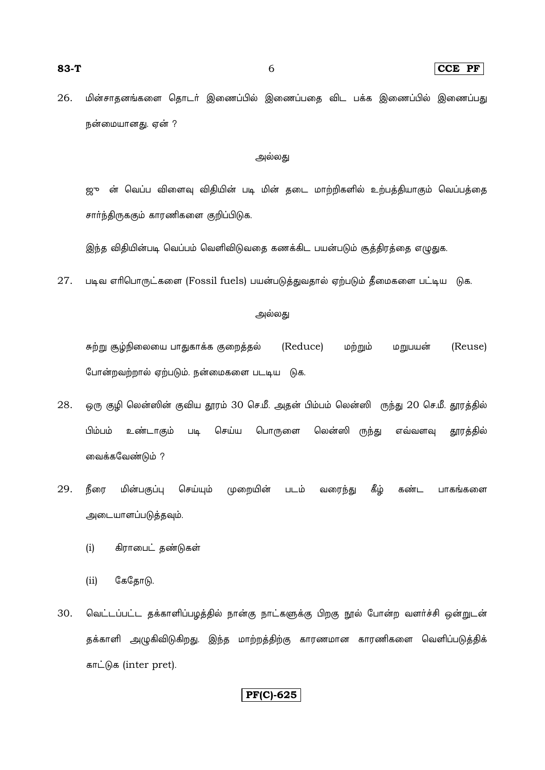26. மின்சாதனங்களை தொடர் இணைப்பில் இணைப்பதை விட பக்க இணைப்பில் இணைப்பது நன்மையானது. ஏன் ?

அல்லது

ஜூ ன் வெப்ப விளைவு விதியின் படி மின் தடை மாற்றிகளில் உற்பத்தியாகும் வெப்பத்தை சார்ந்திருககும் காரணிகளை குறிப்பிடுக.

இந்த விதியின்படி வெப்பம் வெளிவிடுவதை கணக்கிட பயன்படும் சூத்திரத்தை எழுதுக.

27. படிவ எரிபொருட்களை (Fossil fuels) பயன்படுத்துவதால் ஏற்படும் தீமைகளை பட்டிய டுக.

அல்லது

சுற்று சூழ்நிலையை பாதுகாக்க குறைத்தல் (Reduce) மற்றும் மறுபயன் (Reuse) போன்றவற்றால் ஏற்படும். நன்மைகளை படடிய டுக.

28. ஒரு குழி லென்ஸின் குவிய தூரம் 30 செ.மீ. அதன் பிம்பம் லென்ஸி ருந்து 20 செ.மீ. தூரத்தில் பிம்பம் உண்டாகும் படி செய்ய பொருளை லென்ஸி ருந்து எவ்வளவு தூரத்தில் வைக்கவேண்டும் ?

29. நீரை மின்பகுப்பு செய்யும் முறையின் படம் வரைந்து கீழ் கண்ட பாகங்களை அடையாளப்படுத்தவும்.

   (i) கிராபைட் தண்டுகள்

   (ii) கேதோடு.

30. வெட்டப்பட்ட தக்காளிப்பழத்தில் நான்கு நாட்களுக்கு பிறகு நூல் போன்ற வளர்ச்சி ஒன்றுடன் தக்காளி அழுகிவிடுகிறது. இந்த மாற்றத்திற்கு காரணமான காரணிகளை வெளிப்படுத்திக் காட்டுக (inter pret).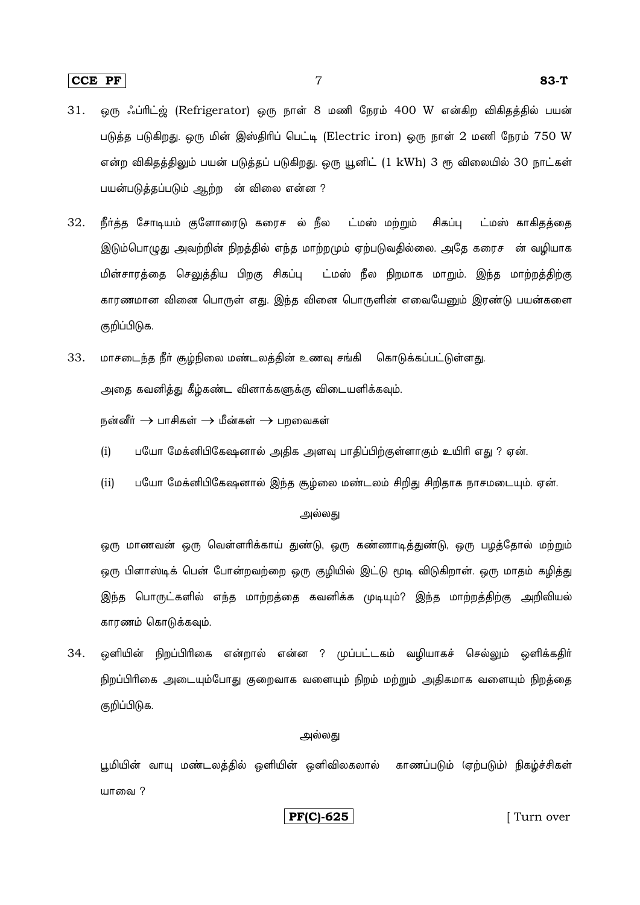31. ஒரு ஃப்ரிட்ஜ் (Refrigerator) ஒரு நாள் 8 மணி நேரம் 400 W என்கிற விகிதத்தில் பயன் படுத்த படுகிறது. ஒரு மின் இஸ்திரிப் பெட்டி (Electric iron) ஒரு நாள் 2 மணி நேரம் 750 W என்ற விகிதத்திலும் பயன் படுத்தப் படுகிறது. ஒரு யூனிட் (1 kWh) 3 ரூ விலையில் 30 நாட்கள் பயன்படுத்தப்படும் ஆற்ற ன் விலை என்ன ?

32. நீர்த்த சோடியம் குளோரைடு கரைச ல் நீல ட்மஸ் மற்றும் சிகப்பு ட்மஸ் காகிதத்தை இடும்பொழுது அவற்றின் நிறத்தில் எந்த மாற்றமும் ஏற்படுவதில்லை. அதே கரைச ன் வழியாக மின்சாரத்தை செலுத்திய பிறகு சிகப்பு ட்மஸ் நீல நிறமாக மாறும். இந்த மாற்றத்திற்கு காரணமான வினை பொருள் எது. இந்த வினை பொருளின் எவையேனும் இரண்டு பயன்களை குறிப்பிடுக.

33. மாசடைந்த நீர் சூழ்நிலை மண்டலத்தின் உணவு சங்கி கொடுக்கப்பட்டுள்ளது.

அதை கவனித்து கீழ்கண்ட வினாக்களுக்கு விடையளிக்கவும்.

நன்னீர் $\rightarrow$ பாசிகள் $\rightarrow$ மீன்கள் $\rightarrow$ பறவைகள்

(i) பயோ மேக்னிபிகேஷனால் அதிக அளவு பாதிப்பிற்குள்ளாகும் உயிரி எது ? ஏன்.

(ii) பயோ மேக்னிபிகேஷனால் இந்த சூழ்லை மண்டலம் சிறிது சிறிதாக நாசமடையும். ஏன்.

அல்லது

ஒரு மாணவன் ஒரு வெள்ளரிக்காய் துண்டு, ஒரு கண்ணாடித்துண்டு, ஒரு பழத்தோல் மற்றும் ஒரு பிளாஸ்டிக் பென் போன்றவற்றை ஒரு குழியில் இட்டு மூடி விடுகிறான். ஒரு மாதம் கழித்து இந்த பொருட்களில் எந்த மாற்றத்தை கவனிக்க முடியும்? இந்த மாற்றத்திற்கு அறிவியல் காரணம் கொடுக்கவும்.

34. ஒளியின் நிறப்பிரிகை என்றால் என்ன ? முப்பட்டகம் வழியாகச் செல்லும் ஒளிக்கதிர் நிறப்பிரிகை அடையும்போது குறைவாக வளையும் நிறம் மற்றும் அதிகமாக வளையும் நிறத்தை குறிப்பிடுக.

அல்லது

பூமியின் வாயு மண்டலத்தில் ஒளியின் ஒளிவிலகலால் காணப்படும் (ஏற்படும்) நிகழ்ச்சிகள் யாவை ?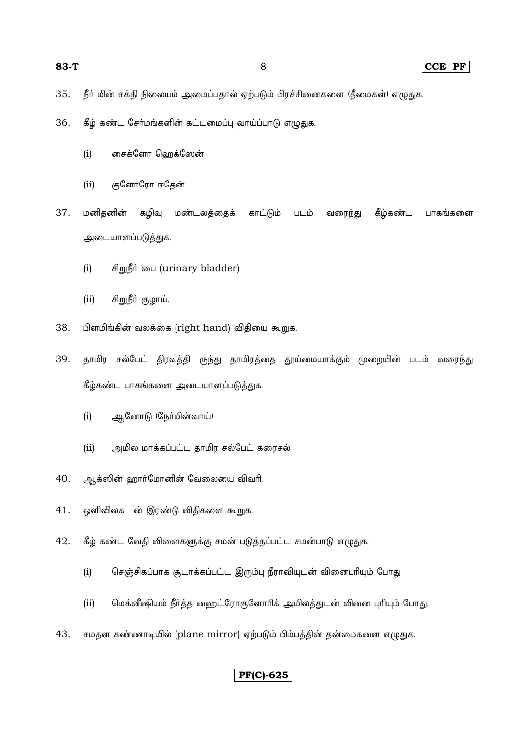35. நீர் மின் சக்தி நிலையம் அமைப்பதால் ஏற்படும் பிரச்சினைகளை (தீமைகள்) எழுதுக.

36. கீழ் கண்ட சேர்மங்களின் கட்டமைப்பு வாய்ப்பாடு எழுதுக.

    (i) சைக்ளோ ஹெக்ஸேன்

    (ii) குளோரோ ஈதேன்

37. மனிதனின் கழிவு மண்டலத்தைக் காட்டும் படம் வரைந்து கீழ்கண்ட பாகங்களை அடையாளப்படுத்துக.

    (i) சிறுநீர் பை (urinary bladder)

    (ii) சிறுநீர் குழாய்.

38. பிளமிங்கின் வலக்கை (right hand) விதியை கூறுக.

39. தாமிர சல்பேட் திரவத்தி ருந்து தாமிரத்தை தூய்மையாக்கும் முறையின் படம் வரைந்து கீழ்கண்ட பாகங்களை அடையாளப்படுத்துக.

    (i) ஆனோடு (நேர்மின்வாய்)

    (ii) அமில மாக்கப்பட்ட தாமிர சல்பேட் கரைசல்

40. ஆக்ஸின் ஹார்மோனின் வேலையை விவரி.

41. ஒளிவிலக ன் இரண்டு விதிகளை கூறுக.

42. கீழ் கண்ட வேதி வினைகளுக்கு சமன் படுத்தப்பட்ட சமன்பாடு எழுதுக.

    (i) செஞ்சிகப்பாக சூடாக்கப்பட்ட இரும்பு நீராவியுடன் வினைபுரியும் போது

    (ii) மெக்னீஷியம் நீர்த்த ஹைட்ரோகுளோரிக் அமிலத்துடன் வினை புரியும் போது.

43. சமதள கண்ணாடியில் (plane mirror) ஏற்படும் பிம்பத்தின் தன்மைகளை எழுதுக.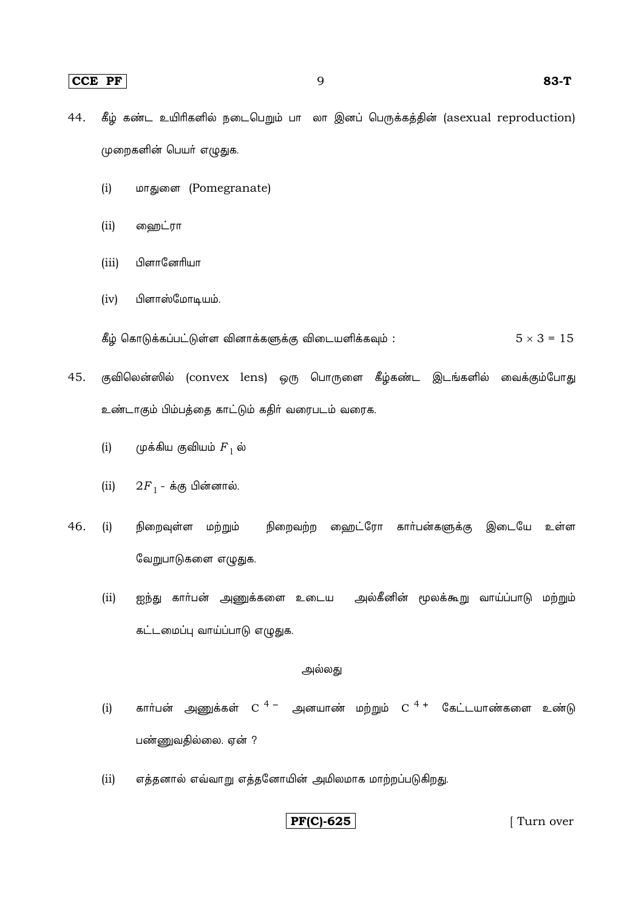44. கீழ் கண்ட உயிரிகளில் நடைபெறும் பா லா இனப் பெருக்கத்தின் (asexual reproduction) முறைகளின் பெயர் எழுதுக.

   (i) மாதுளை (Pomegranate)

   (ii) ஹைட்ரா

   (iii) பிளானேரியா

   (iv) பிளாஸ்மோடியம்.

கீழ் கொடுக்கப்பட்டுள்ள வினாக்களுக்கு விடையளிக்கவும் : $5 \times 3 = 15$

45. குவிலென்ஸில் (convex lens) ஒரு பொருளை கீழ்கண்ட இடங்களில் வைக்கும்போது உண்டாகும் பிம்பத்தை காட்டும் கதிர் வரைபடம் வரைக.

   (i) முக்கிய குவியம் $F_1$ ல்

   (ii) $2F_1$ - க்கு பின்னால்.

46. (i) நிறைவுள்ள மற்றும் நிறைவற்ற ஹைட்ரோ கார்பன்களுக்கு இடையே உள்ள வேறுபாடுகளை எழுதுக.

   (ii) ஐந்து கார்பன் அணுக்களை உடைய அல்கீனின் மூலக்கூறு வாய்ப்பாடு மற்றும் கட்டமைப்பு வாய்ப்பாடு எழுதுக.

அல்லது

   (i) கார்பன் அணுக்கள் $C^{4-}$ அனயாண் மற்றும் $C^{4+}$ கேட்டயாண்களை உண்டு பண்ணுவதில்லை. ஏன் ?

   (ii) எத்தனால் எவ்வாறு எத்தனோயின் அமிலமாக மாற்றப்படுகிறது.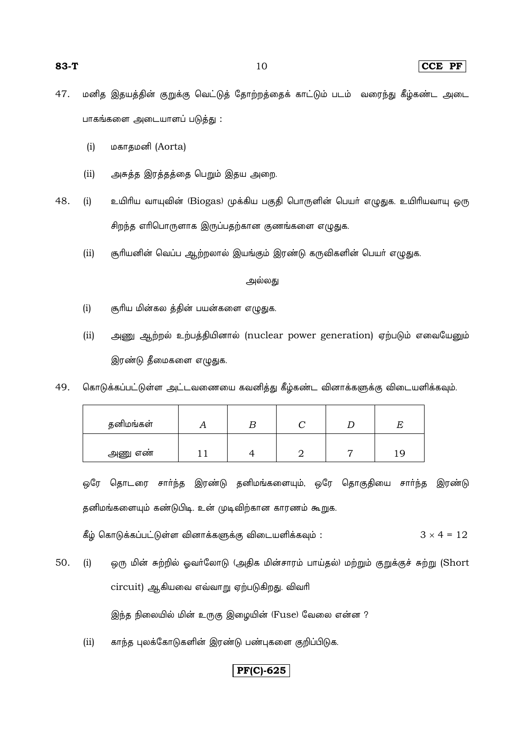47. மனித இதயத்தின் குறுக்கு வெட்டுத் தோற்றத்தைக் காட்டும் படம் வரைந்து கீழ்கண்ட அடை பாகங்களை அடையாளப் படுத்து :

   (i) மகாதமனி (Aorta)

   (ii) அசுத்த இரத்தத்தை பெறும் இதய அறை.

48. (i) உயிரிய வாயுவின் (Biogas) முக்கிய பகுதி பொருளின் பெயர் எழுதுக. உயிரியவாயு ஒரு சிறந்த எரிபொருளாக இருப்பதற்கான குணங்களை எழுதுக.

   (ii) சூரியனின் வெப்ப ஆற்றலால் இயங்கும் இரண்டு கருவிகளின் பெயர் எழுதுக.

அல்லது

   (i) சூரிய மின்கல த்தின் பயன்களை எழுதுக.

   (ii) அணு ஆற்றல் உற்பத்தியினால் (nuclear power generation) ஏற்படும் எவையேனும் இரண்டு தீமைகளை எழுதுக.

49. கொடுக்கப்பட்டுள்ள அட்டவணையை கவனித்து கீழ்கண்ட வினாக்களுக்கு விடையளிக்கவும்.

| தனிமங்கள் | $A$ | $B$ | $C$ | $D$ | $E$ |
|---|---|---|---|---|---|
| அணு எண் | 11 | 4 | 2 | 7 | 19 |

ஒரே தொடரை சார்ந்த இரண்டு தனிமங்களையும், ஒரே தொகுதியை சார்ந்த இரண்டு தனிமங்களையும் கண்டுபிடி. உன் முடிவிற்கான காரணம் கூறுக.

கீழ் கொடுக்கப்பட்டுள்ள வினாக்களுக்கு விடையளிக்கவும் : $3 \times 4 = 12$

50. (i) ஒரு மின் சுற்றில் ஓவர்லோடு (அதிக மின்சாரம் பாய்தல்) மற்றும் குறுக்குச் சுற்று (Short circuit) ஆகியவை எவ்வாறு ஏற்படுகிறது. விவரி

   இந்த நிலையில் மின் உருகு இழையின் (Fuse) வேலை என்ன ?

   (ii) காந்த புலக்கோடுகளின் இரண்டு பண்புகளை குறிப்பிடுக.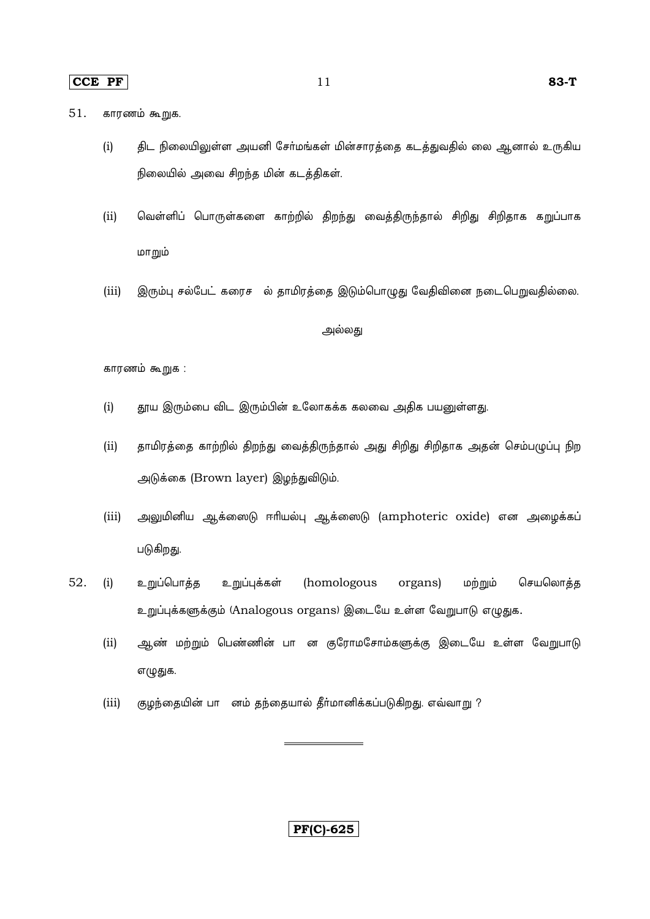51. காரணம் கூறுக.

   (i) திட நிலையிலுள்ள அயனி சேர்மங்கள் மின்சாரத்தை கடத்துவதில் லை ஆனால் உருகிய நிலையில் அவை சிறந்த மின் கடத்திகள்.

   (ii) வெள்ளிப் பொருள்களை காற்றில் திறந்து வைத்திருந்தால் சிறிது சிறிதாக கறுப்பாக மாறும்

   (iii) இரும்பு சல்பேட் கரைச ல் தாமிரத்தை இடும்பொழுது வேதிவினை நடைபெறுவதில்லை.

அல்லது

காரணம் கூறுக :

   (i) தூய இரும்பை விட இரும்பின் உலோகக்க கலவை அதிக பயனுள்ளது.

   (ii) தாமிரத்தை காற்றில் திறந்து வைத்திருந்தால் அது சிறிது சிறிதாக அதன் செம்பழுப்பு நிற அடுக்கை (Brown layer) இழந்துவிடும்.

   (iii) அலுமினிய ஆக்ஸைடு ஈரியல்பு ஆக்ஸைடு (amphoteric oxide) என அழைக்கப் படுகிறது.

52. (i) உறுப்பொத்த உறுப்புக்கள் (homologous organs) மற்றும் செயலொத்த உறுப்புக்களுக்கும் (Analogous organs) இடையே உள்ள வேறுபாடு எழுதுக.

   (ii) ஆண் மற்றும் பெண்ணின் பா ன குரோமசோம்களுக்கு இடையே உள்ள வேறுபாடு எழுதுக.

   (iii) குழந்தையின் பா னம் தந்தையால் தீர்மானிக்கப்படுகிறது. எவ்வாறு ?